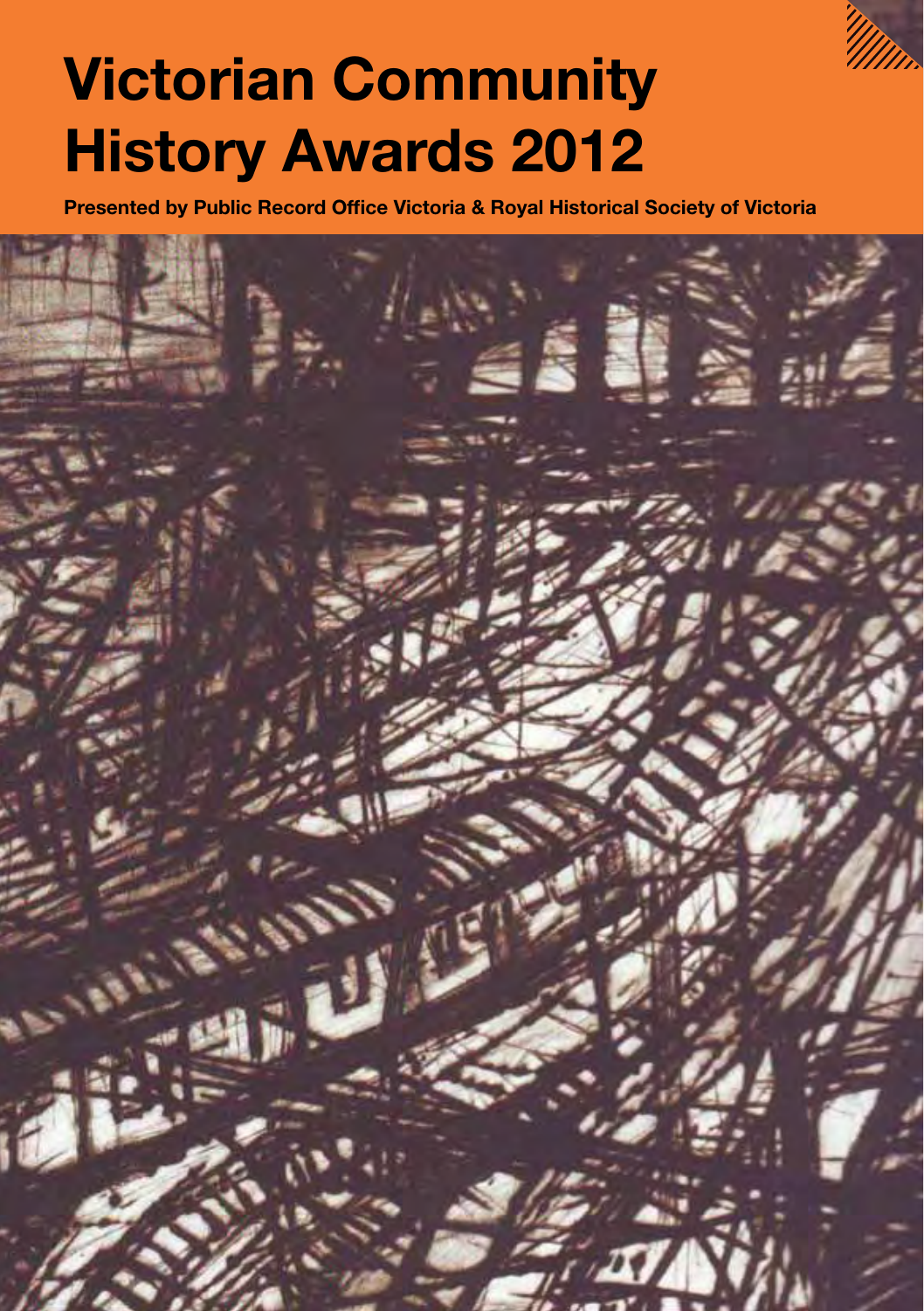# Victorian Community History Awards 2012

**Presented by Public Record Office Victoria & Royal Historical Society of Victoria**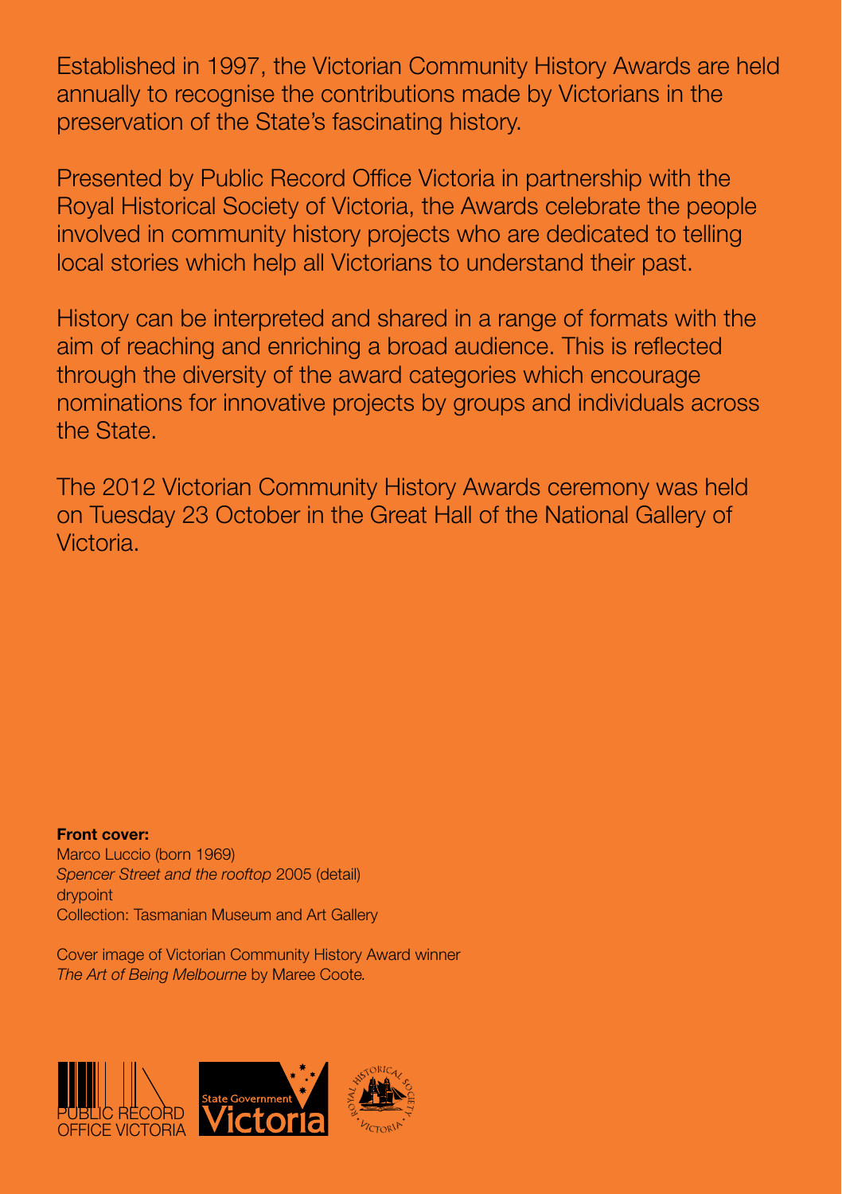Established in 1997, the Victorian Community History Awards are held annually to recognise the contributions made by Victorians in the preservation of the State's fascinating history.

Presented by Public Record Office Victoria in partnership with the Royal Historical Society of Victoria, the Awards celebrate the people involved in community history projects who are dedicated to telling local stories which help all Victorians to understand their past.

History can be interpreted and shared in a range of formats with the aim of reaching and enriching a broad audience. This is reflected through the diversity of the award categories which encourage nominations for innovative projects by groups and individuals across the State.

The 2012 Victorian Community History Awards ceremony was held on Tuesday 23 October in the Great Hall of the National Gallery of Victoria.

**Front cover:**
Marco Luccio (born 1969)
*Spencer Street and the rooftop* 2005 (detail)
drypoint
Collection: Tasmanian Museum and Art Gallery

Cover image of Victorian Community History Award winner *The Art of Being Melbourne* by Maree Coote.

PUBLIC RECORD OFFICE VICTORIA

State Government Victoria

ROYAL HISTORICAL SOCIETY VICTORIA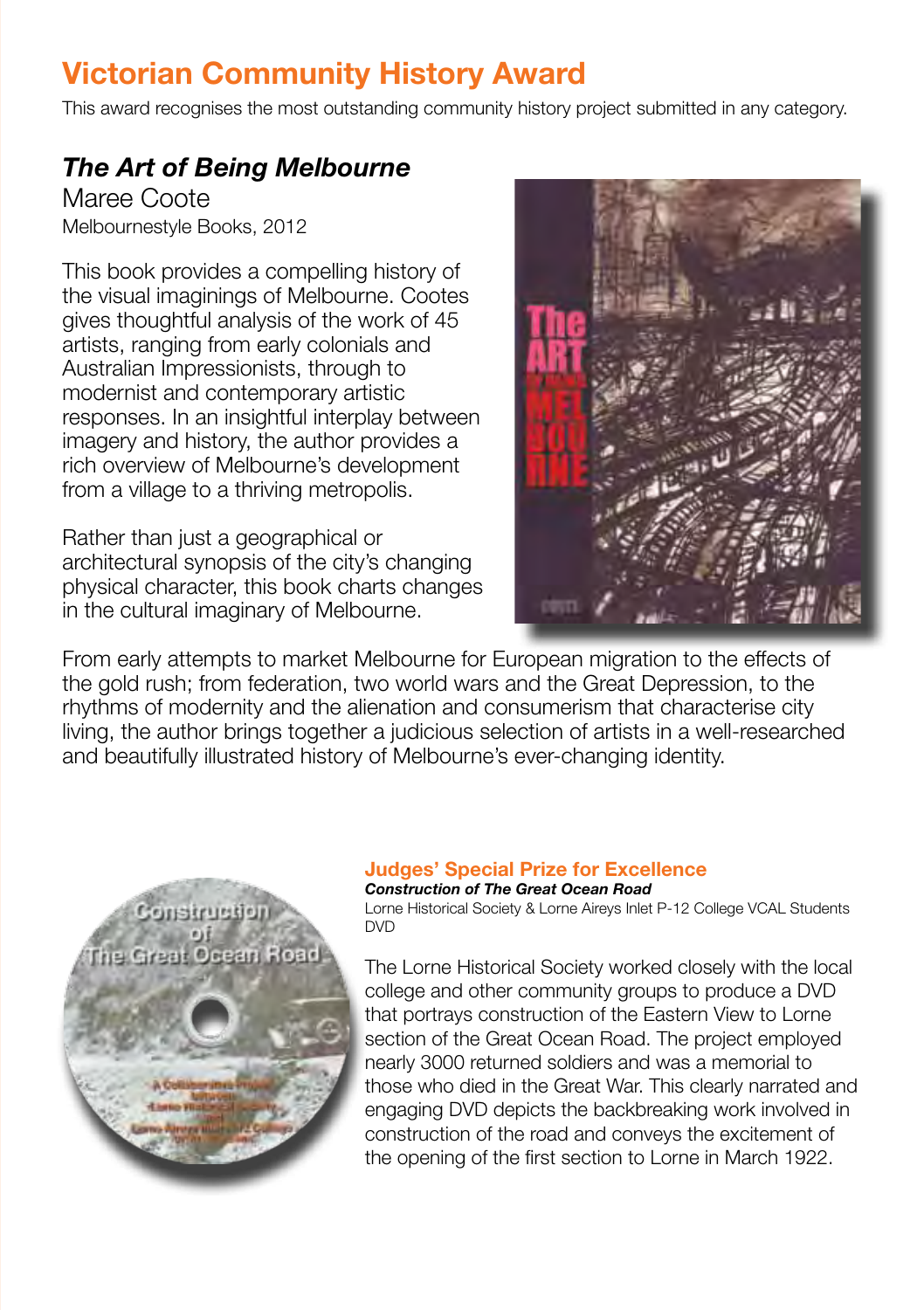# Victorian Community History Award

This award recognises the most outstanding community history project submitted in any category.

## *The Art of Being Melbourne*

Maree Coote

Melbournestyle Books, 2012

This book provides a compelling history of the visual imaginings of Melbourne. Cootes gives thoughtful analysis of the work of 45 artists, ranging from early colonials and Australian Impressionists, through to modernist and contemporary artistic responses. In an insightful interplay between imagery and history, the author provides a rich overview of Melbourne's development from a village to a thriving metropolis.

Rather than just a geographical or architectural synopsis of the city's changing physical character, this book charts changes in the cultural imaginary of Melbourne.

From early attempts to market Melbourne for European migration to the effects of the gold rush; from federation, two world wars and the Great Depression, to the rhythms of modernity and the alienation and consumerism that characterise city living, the author brings together a judicious selection of artists in a well-researched and beautifully illustrated history of Melbourne's ever-changing identity.

### Judges' Special Prize for Excellence

***Construction of The Great Ocean Road***

Lorne Historical Society & Lorne Aireys Inlet P-12 College VCAL Students

DVD

The Lorne Historical Society worked closely with the local college and other community groups to produce a DVD that portrays construction of the Eastern View to Lorne section of the Great Ocean Road. The project employed nearly 3000 returned soldiers and was a memorial to those who died in the Great War. This clearly narrated and engaging DVD depicts the backbreaking work involved in construction of the road and conveys the excitement of the opening of the first section to Lorne in March 1922.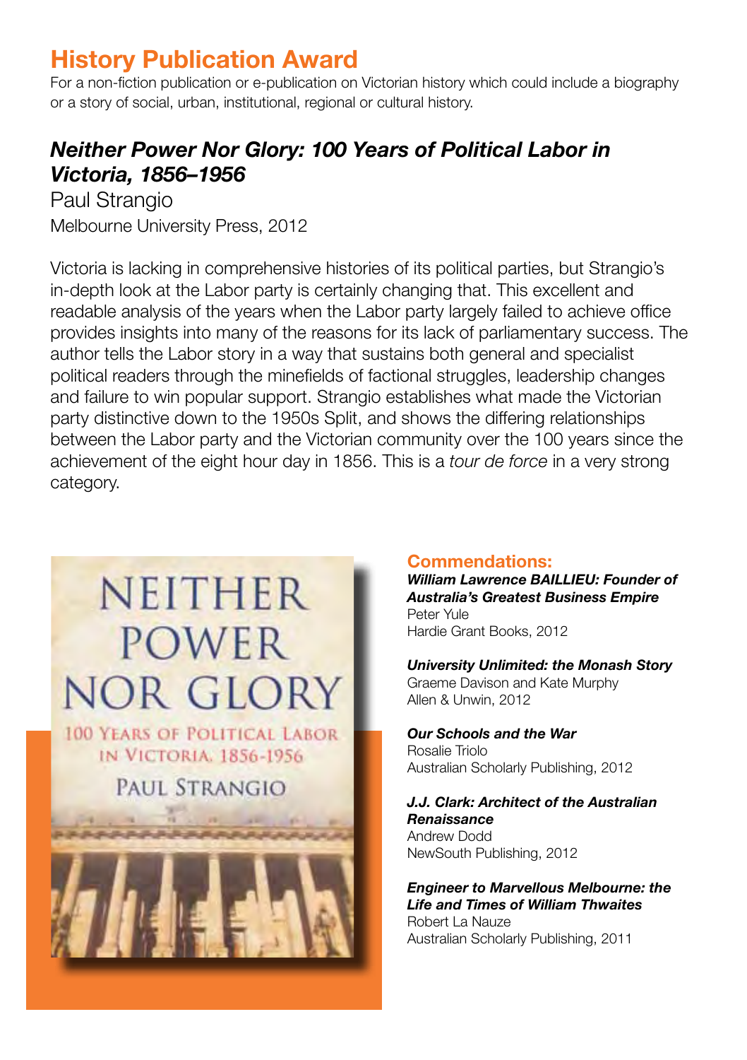## History Publication Award

For a non-fiction publication or e-publication on Victorian history which could include a biography or a story of social, urban, institutional, regional or cultural history.

### *Neither Power Nor Glory: 100 Years of Political Labor in Victoria, 1856–1956*

Paul Strangio

Melbourne University Press, 2012

Victoria is lacking in comprehensive histories of its political parties, but Strangio's in-depth look at the Labor party is certainly changing that. This excellent and readable analysis of the years when the Labor party largely failed to achieve office provides insights into many of the reasons for its lack of parliamentary success. The author tells the Labor story in a way that sustains both general and specialist political readers through the minefields of factional struggles, leadership changes and failure to win popular support. Strangio establishes what made the Victorian party distinctive down to the 1950s Split, and shows the differing relationships between the Labor party and the Victorian community over the 100 years since the achievement of the eight hour day in 1856. This is a *tour de force* in a very strong category.

NEITHER POWER NOR GLORY

100 YEARS OF POLITICAL LABOR IN VICTORIA, 1856-1956

PAUL STRANGIO

#### Commendations:

***William Lawrence BAILLIEU: Founder of Australia's Greatest Business Empire***
Peter Yule
Hardie Grant Books, 2012

***University Unlimited: the Monash Story***
Graeme Davison and Kate Murphy
Allen & Unwin, 2012

***Our Schools and the War***
Rosalie Triolo
Australian Scholarly Publishing, 2012

***J.J. Clark: Architect of the Australian Renaissance***
Andrew Dodd
NewSouth Publishing, 2012

***Engineer to Marvellous Melbourne: the Life and Times of William Thwaites***
Robert La Nauze
Australian Scholarly Publishing, 2011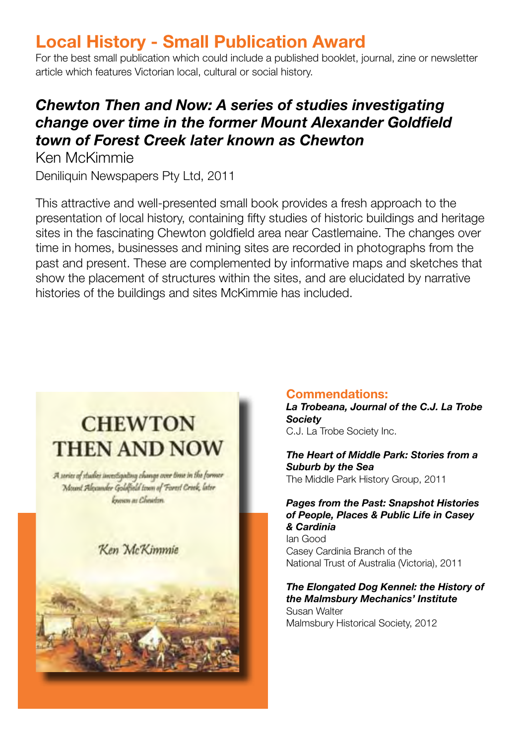# Local History - Small Publication Award

For the best small publication which could include a published booklet, journal, zine or newsletter article which features Victorian local, cultural or social history.

## *Chewton Then and Now: A series of studies investigating change over time in the former Mount Alexander Goldfield town of Forest Creek later known as Chewton*

Ken McKimmie

Deniliquin Newspapers Pty Ltd, 2011

This attractive and well-presented small book provides a fresh approach to the presentation of local history, containing fifty studies of historic buildings and heritage sites in the fascinating Chewton goldfield area near Castlemaine. The changes over time in homes, businesses and mining sites are recorded in photographs from the past and present. These are complemented by informative maps and sketches that show the placement of structures within the sites, and are elucidated by narrative histories of the buildings and sites McKimmie has included.

CHEWTON THEN AND NOW

A series of studies investigating change over time in the former Mount Alexander Goldfield town of Forest Creek, later known as Chewton

Ken McKimmie

### Commendations:

***La Trobeana, Journal of the C.J. La Trobe Society***
C.J. La Trobe Society Inc.

***The Heart of Middle Park: Stories from a Suburb by the Sea***
The Middle Park History Group, 2011

***Pages from the Past: Snapshot Histories of People, Places & Public Life in Casey & Cardinia***
Ian Good
Casey Cardinia Branch of the National Trust of Australia (Victoria), 2011

***The Elongated Dog Kennel: the History of the Malmsbury Mechanics' Institute***
Susan Walter
Malmsbury Historical Society, 2012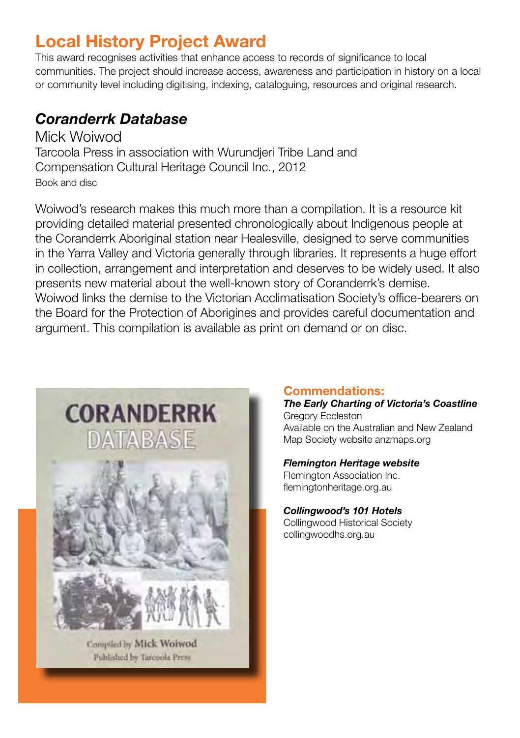# Local History Project Award

This award recognises activities that enhance access to records of significance to local communities. The project should increase access, awareness and participation in history on a local or community level including digitising, indexing, cataloguing, resources and original research.

## *Coranderrk Database*

Mick Woiwod

Tarcoola Press in association with Wurundjeri Tribe Land and Compensation Cultural Heritage Council Inc., 2012

Book and disc

Woiwod's research makes this much more than a compilation. It is a resource kit providing detailed material presented chronologically about Indigenous people at the Coranderrk Aboriginal station near Healesville, designed to serve communities in the Yarra Valley and Victoria generally through libraries. It represents a huge effort in collection, arrangement and interpretation and deserves to be widely used. It also presents new material about the well-known story of Coranderrk's demise. Woiwod links the demise to the Victorian Acclimatisation Society's office-bearers on the Board for the Protection of Aborigines and provides careful documentation and argument. This compilation is available as print on demand or on disc.

CORANDERRK DATABASE

Compiled by Mick Woiwod

Published by Tarcoola Press

### Commendations:

***The Early Charting of Victoria's Coastline***
Gregory Eccleston
Available on the Australian and New Zealand Map Society website anzmaps.org

***Flemington Heritage website***
Flemington Association Inc.
flemingtonheritage.org.au

***Collingwood's 101 Hotels***
Collingwood Historical Society
collingwoodhs.org.au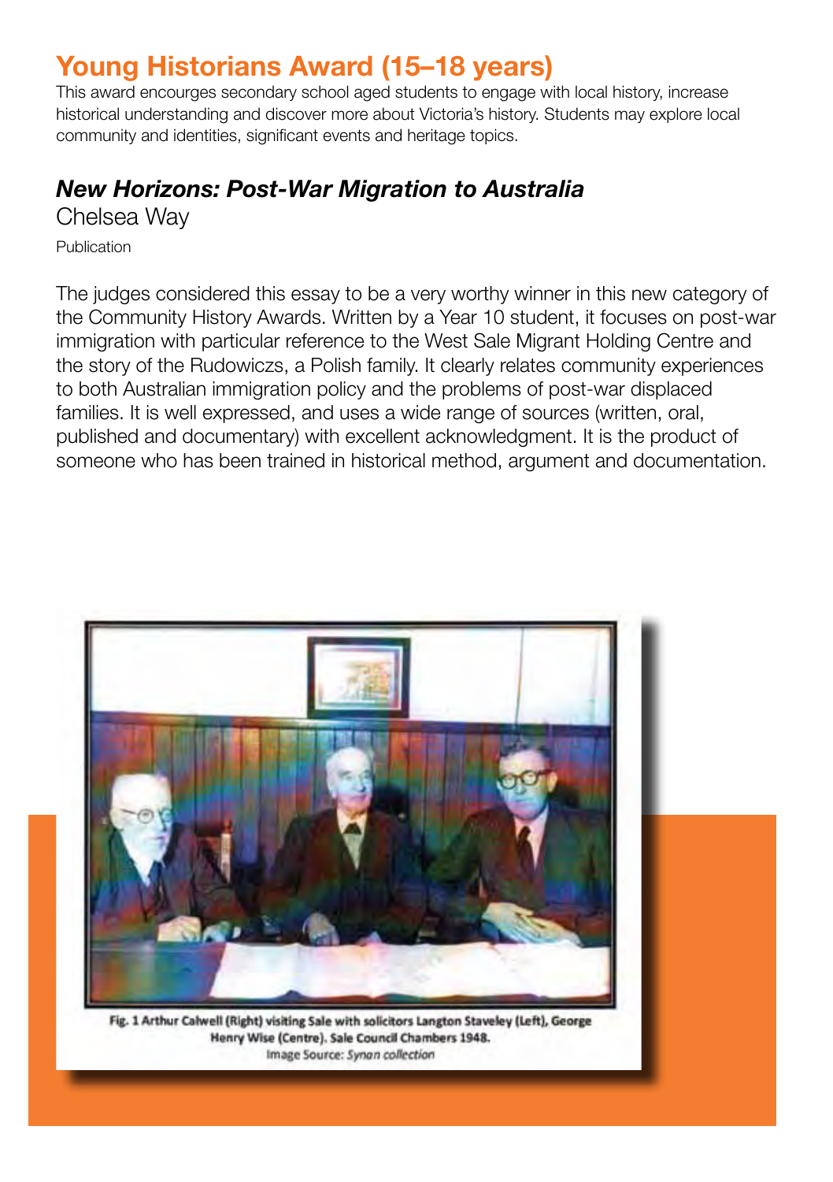# Young Historians Award (15–18 years)

This award encourages secondary school aged students to engage with local history, increase historical understanding and discover more about Victoria's history. Students may explore local community and identities, significant events and heritage topics.

## *New Horizons: Post-War Migration to Australia*

Chelsea Way

Publication

The judges considered this essay to be a very worthy winner in this new category of the Community History Awards. Written by a Year 10 student, it focuses on post-war immigration with particular reference to the West Sale Migrant Holding Centre and the story of the Rudowiczs, a Polish family. It clearly relates community experiences to both Australian immigration policy and the problems of post-war displaced families. It is well expressed, and uses a wide range of sources (written, oral, published and documentary) with excellent acknowledgment. It is the product of someone who has been trained in historical method, argument and documentation.

**Fig. 1 Arthur Calwell (Right) visiting Sale with solicitors Langton Staveley (Left), George Henry Wise (Centre). Sale Council Chambers 1948.**

Image Source: *Synan collection*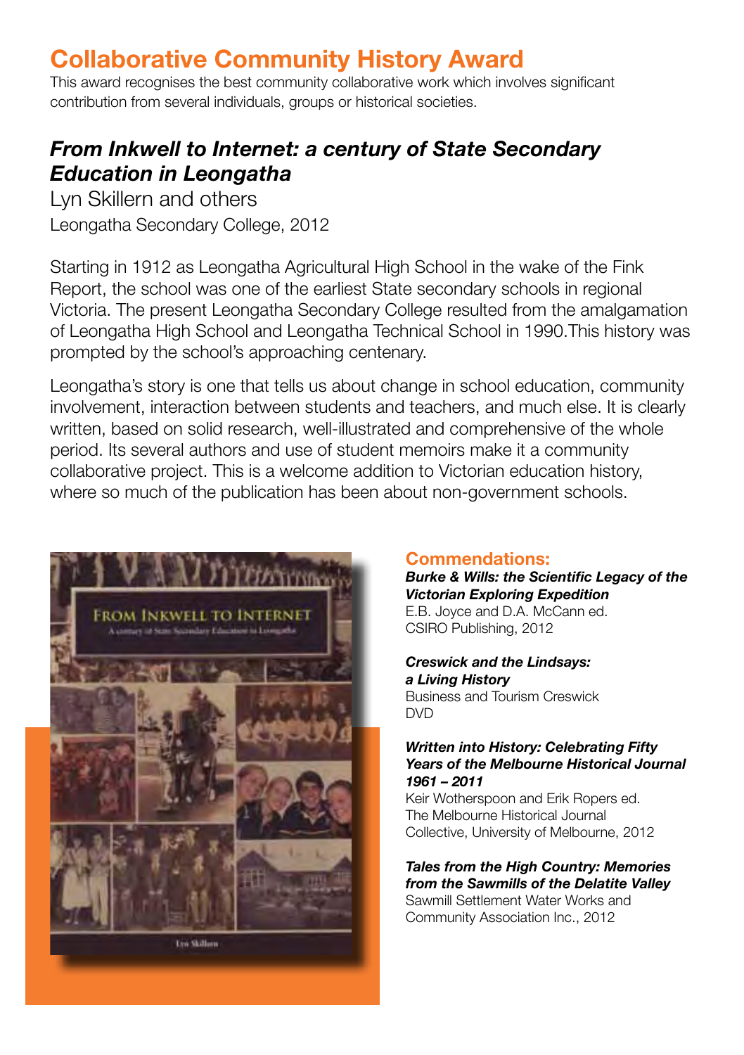# Collaborative Community History Award

This award recognises the best community collaborative work which involves significant contribution from several individuals, groups or historical societies.

## *From Inkwell to Internet: a century of State Secondary Education in Leongatha*

Lyn Skillern and others

Leongatha Secondary College, 2012

Starting in 1912 as Leongatha Agricultural High School in the wake of the Fink Report, the school was one of the earliest State secondary schools in regional Victoria. The present Leongatha Secondary College resulted from the amalgamation of Leongatha High School and Leongatha Technical School in 1990.This history was prompted by the school's approaching centenary.

Leongatha's story is one that tells us about change in school education, community involvement, interaction between students and teachers, and much else. It is clearly written, based on solid research, well-illustrated and comprehensive of the whole period. Its several authors and use of student memoirs make it a community collaborative project. This is a welcome addition to Victorian education history, where so much of the publication has been about non-government schools.

### Commendations:

***Burke & Wills: the Scientific Legacy of the Victorian Exploring Expedition***
E.B. Joyce and D.A. McCann ed.
CSIRO Publishing, 2012

***Creswick and the Lindsays: a Living History***
Business and Tourism Creswick
DVD

***Written into History: Celebrating Fifty Years of the Melbourne Historical Journal 1961 – 2011***
Keir Wotherspoon and Erik Ropers ed.
The Melbourne Historical Journal Collective, University of Melbourne, 2012

***Tales from the High Country: Memories from the Sawmills of the Delatite Valley***
Sawmill Settlement Water Works and Community Association Inc., 2012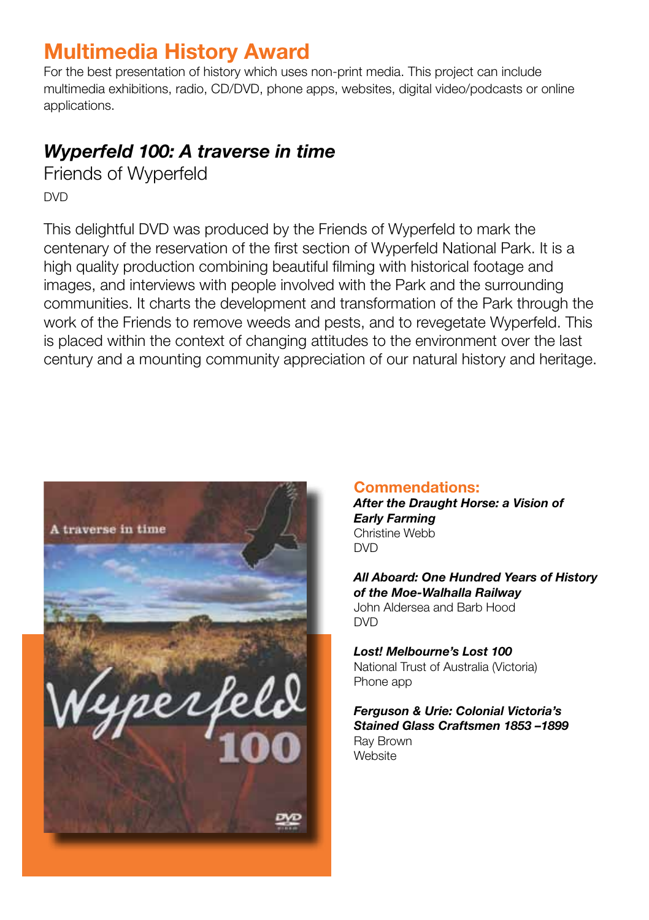# Multimedia History Award

For the best presentation of history which uses non-print media. This project can include multimedia exhibitions, radio, CD/DVD, phone apps, websites, digital video/podcasts or online applications.

## *Wyperfeld 100: A traverse in time*

Friends of Wyperfeld

DVD

This delightful DVD was produced by the Friends of Wyperfeld to mark the centenary of the reservation of the first section of Wyperfeld National Park. It is a high quality production combining beautiful filming with historical footage and images, and interviews with people involved with the Park and the surrounding communities. It charts the development and transformation of the Park through the work of the Friends to remove weeds and pests, and to revegetate Wyperfeld. This is placed within the context of changing attitudes to the environment over the last century and a mounting community appreciation of our natural history and heritage.

### Commendations:

***After the Draught Horse: a Vision of Early Farming***
Christine Webb
DVD

***All Aboard: One Hundred Years of History of the Moe-Walhalla Railway***
John Aldersea and Barb Hood
DVD

***Lost! Melbourne's Lost 100***
National Trust of Australia (Victoria)
Phone app

***Ferguson & Urie: Colonial Victoria's Stained Glass Craftsmen 1853 –1899***
Ray Brown
Website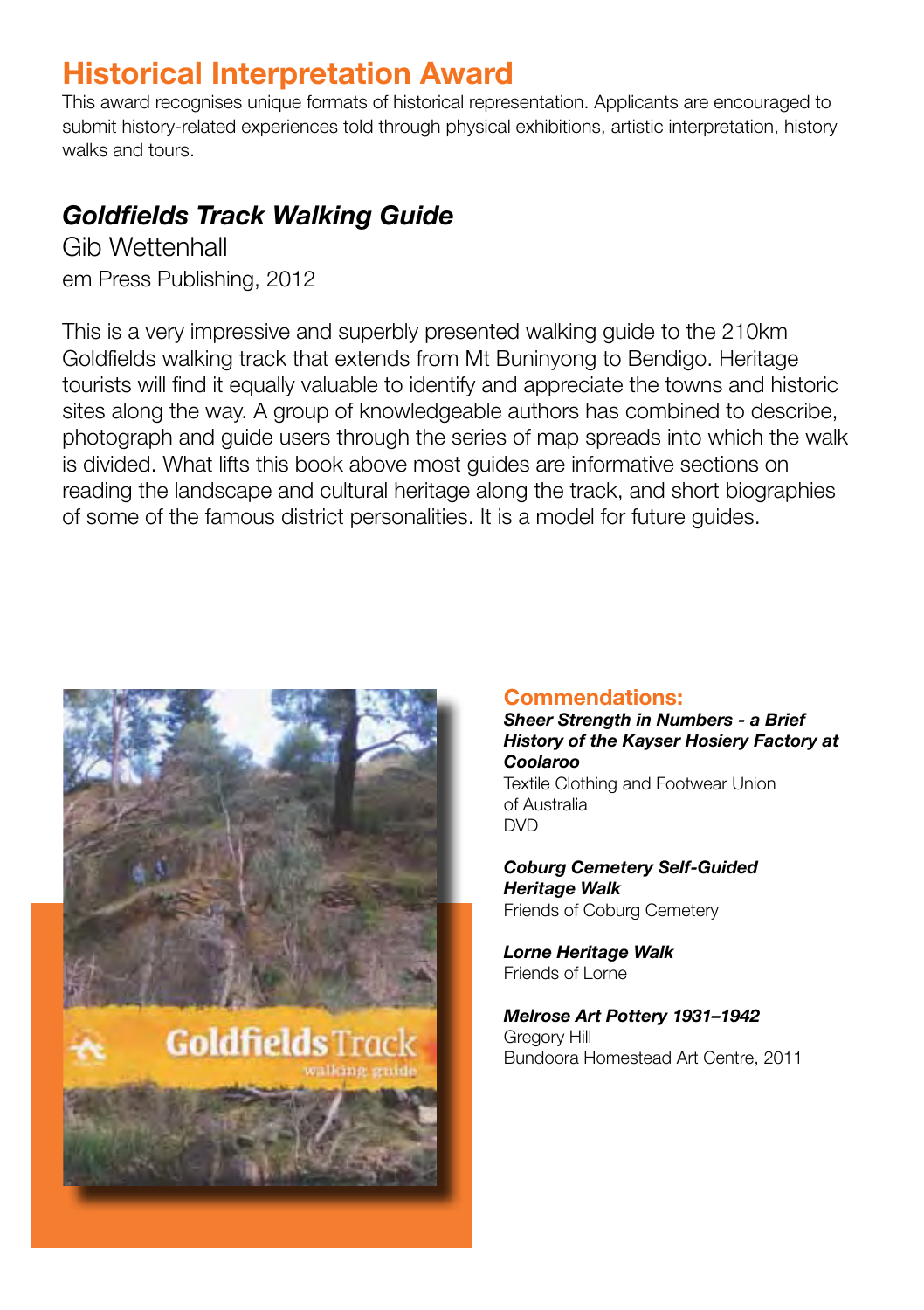# Historical Interpretation Award

This award recognises unique formats of historical representation. Applicants are encouraged to submit history-related experiences told through physical exhibitions, artistic interpretation, history walks and tours.

## *Goldfields Track Walking Guide*

Gib Wettenhall

em Press Publishing, 2012

This is a very impressive and superbly presented walking guide to the 210km Goldfields walking track that extends from Mt Buninyong to Bendigo. Heritage tourists will find it equally valuable to identify and appreciate the towns and historic sites along the way. A group of knowledgeable authors has combined to describe, photograph and guide users through the series of map spreads into which the walk is divided. What lifts this book above most guides are informative sections on reading the landscape and cultural heritage along the track, and short biographies of some of the famous district personalities. It is a model for future guides.

### Commendations:

***Sheer Strength in Numbers - a Brief History of the Kayser Hosiery Factory at Coolaroo***
Textile Clothing and Footwear Union of Australia
DVD

***Coburg Cemetery Self-Guided Heritage Walk***
Friends of Coburg Cemetery

***Lorne Heritage Walk***
Friends of Lorne

***Melrose Art Pottery 1931–1942***
Gregory Hill
Bundoora Homestead Art Centre, 2011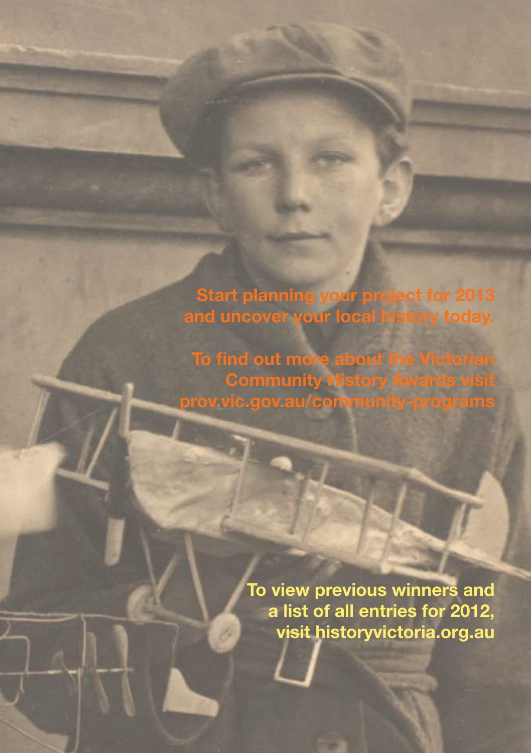Start planning your project for 2013 and uncover your local history today.

To find out more about the Victorian Community History Awards visit prov.vic.gov.au/community-programs

To view previous winners and a list of all entries for 2012, visit historyvictoria.org.au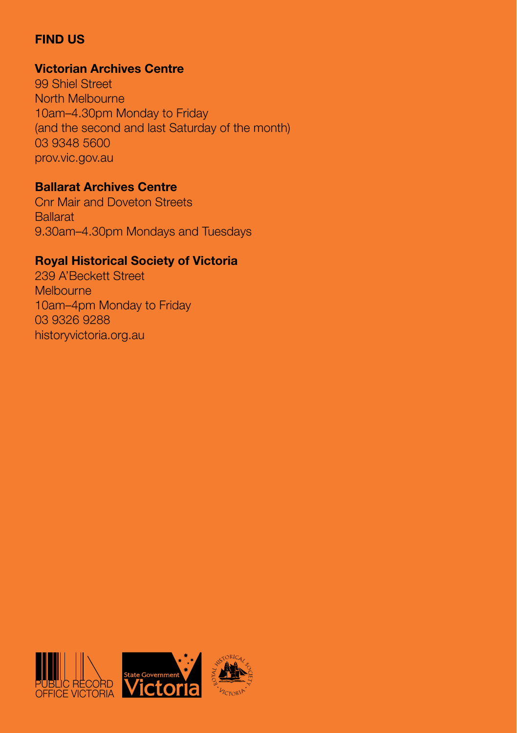## FIND US

**Victorian Archives Centre**
99 Shiel Street
North Melbourne
10am–4.30pm Monday to Friday
(and the second and last Saturday of the month)
03 9348 5600
prov.vic.gov.au

**Ballarat Archives Centre**
Cnr Mair and Doveton Streets
Ballarat
9.30am–4.30pm Mondays and Tuesdays

**Royal Historical Society of Victoria**
239 A'Beckett Street
Melbourne
10am–4pm Monday to Friday
03 9326 9288
historyvictoria.org.au

PUBLIC RECORD OFFICE VICTORIA

State Government Victoria

ROYAL HISTORICAL SOCIETY VICTORIA